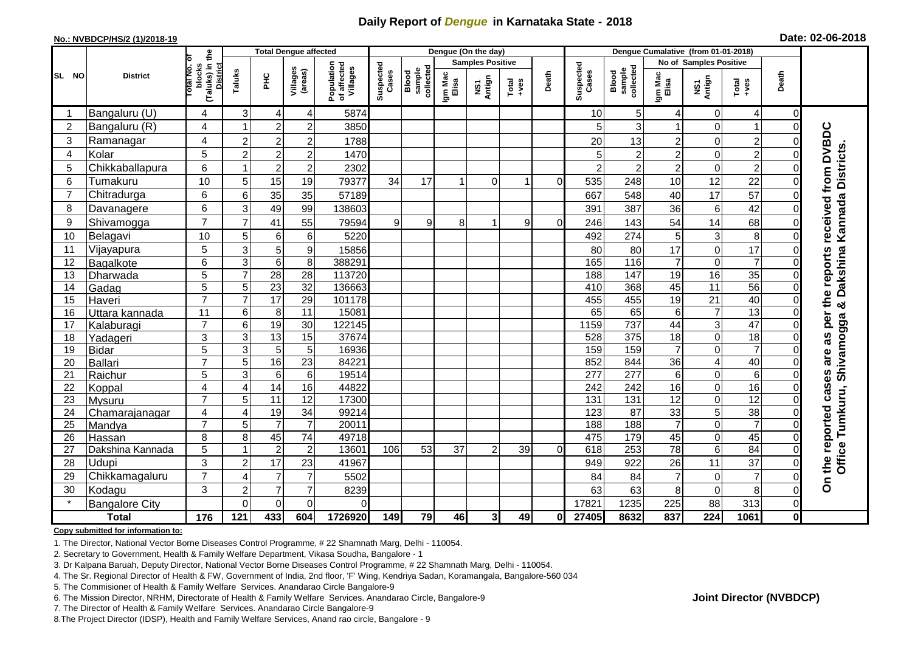# Daily Report of *Dengue* in Karnataka State - 2018

**No.: NVBDCP/HS/2 (1)/2018-19**

**Date: 02-06-2018**

| SL NO | District | Total No. of blocks (Taluks) in the District | Total Dengue affected | | | | Dengue (On the day) | | | | | | | Dengue Cumalative (from 01-01-2018) | | | | | | | |
|---|---|---|---|---|---|---|---|---|---|---|---|---|---|---|---|---|---|---|---|---|
| | | | Taluks | PHC | Villages (areas) | Population of affected Villages | Suspected Cases | Blood sample collected | Samples Positive | | | Death | Suspected Cases | Blood sample collected | No of Samples Positive | | | Death | |
| | | | | | | | | | Igm Mac Elisa | NS1 Antign | Total +ves | | | | Igm Mac Elisa | NS1 Antign | Total +ves | | |
| 1 | Bangaluru (U) | 4 | 3 | 4 | 4 | 5874 | | | | | | | 10 | 5 | 4 | 0 | 4 | 0 | On the reported cases are as per the reports received from DVBDC Office Tumkuru, Shivamogga & Dakshina Kannada Districts. |
| 2 | Bangaluru (R) | 4 | 1 | 2 | 2 | 3850 | | | | | | | 5 | 3 | 1 | 0 | 1 | 0 | |
| 3 | Ramanagar | 4 | 2 | 2 | 2 | 1788 | | | | | | | 20 | 13 | 2 | 0 | 2 | 0 | |
| 4 | Kolar | 5 | 2 | 2 | 2 | 1470 | | | | | | | 5 | 2 | 2 | 0 | 2 | 0 | |
| 5 | Chikkaballapura | 6 | 1 | 2 | 2 | 2302 | | | | | | | 2 | 2 | 2 | 0 | 2 | 0 | |
| 6 | Tumakuru | 10 | 5 | 15 | 19 | 79377 | 34 | 17 | 1 | 0 | 1 | 0 | 535 | 248 | 10 | 12 | 22 | 0 | |
| 7 | Chitradurga | 6 | 6 | 35 | 35 | 57189 | | | | | | | 667 | 548 | 40 | 17 | 57 | 0 | |
| 8 | Davanagere | 6 | 3 | 49 | 99 | 138603 | | | | | | | 391 | 387 | 36 | 6 | 42 | 0 | |
| 9 | Shivamogga | 7 | 7 | 41 | 55 | 79594 | 9 | 9 | 8 | 1 | 9 | 0 | 246 | 143 | 54 | 14 | 68 | 0 | |
| 10 | Belagavi | 10 | 5 | 6 | 6 | 5220 | | | | | | | 492 | 274 | 5 | 3 | 8 | 0 | |
| 11 | Vijayapura | 5 | 3 | 5 | 9 | 15856 | | | | | | | 80 | 80 | 17 | 0 | 17 | 0 | |
| 12 | Bagalkote | 6 | 3 | 6 | 8 | 388291 | | | | | | | 165 | 116 | 7 | 0 | 7 | 0 | |
| 13 | Dharwada | 5 | 7 | 28 | 28 | 113720 | | | | | | | 188 | 147 | 19 | 16 | 35 | 0 | |
| 14 | Gadag | 5 | 5 | 23 | 32 | 136663 | | | | | | | 410 | 368 | 45 | 11 | 56 | 0 | |
| 15 | Haveri | 7 | 7 | 17 | 29 | 101178 | | | | | | | 455 | 455 | 19 | 21 | 40 | 0 | |
| 16 | Uttara kannada | 11 | 6 | 8 | 11 | 15081 | | | | | | | 65 | 65 | 6 | 7 | 13 | 0 | |
| 17 | Kalaburagi | 7 | 6 | 19 | 30 | 122145 | | | | | | | 1159 | 737 | 44 | 3 | 47 | 0 | |
| 18 | Yadageri | 3 | 3 | 13 | 15 | 37674 | | | | | | | 528 | 375 | 18 | 0 | 18 | 0 | |
| 19 | Bidar | 5 | 3 | 5 | 5 | 16936 | | | | | | | 159 | 159 | 7 | 0 | 7 | 0 | |
| 20 | Ballari | 7 | 5 | 16 | 23 | 84221 | | | | | | | 852 | 844 | 36 | 4 | 40 | 0 | |
| 21 | Raichur | 5 | 3 | 6 | 6 | 19514 | | | | | | | 277 | 277 | 6 | 0 | 6 | 0 | |
| 22 | Koppal | 4 | 4 | 14 | 16 | 44822 | | | | | | | 242 | 242 | 16 | 0 | 16 | 0 | |
| 23 | Mysuru | 7 | 5 | 11 | 12 | 17300 | | | | | | | 131 | 131 | 12 | 0 | 12 | 0 | |
| 24 | Chamarajanagar | 4 | 4 | 19 | 34 | 99214 | | | | | | | 123 | 87 | 33 | 5 | 38 | 0 | |
| 25 | Mandya | 7 | 5 | 7 | 7 | 20011 | | | | | | | 188 | 188 | 7 | 0 | 7 | 0 | |
| 26 | Hassan | 8 | 8 | 45 | 74 | 49718 | | | | | | | 475 | 179 | 45 | 0 | 45 | 0 | |
| 27 | Dakshina Kannada | 5 | 1 | 2 | 2 | 13601 | 106 | 53 | 37 | 2 | 39 | 0 | 618 | 253 | 78 | 6 | 84 | 0 | |
| 28 | Udupi | 3 | 2 | 17 | 23 | 41967 | | | | | | | 949 | 922 | 26 | 11 | 37 | 0 | |
| 29 | Chikkamagaluru | 7 | 4 | 7 | 7 | 5502 | | | | | | | 84 | 84 | 7 | 0 | 7 | 0 | |
| 30 | Kodagu | 3 | 2 | 7 | 7 | 8239 | | | | | | | 63 | 63 | 8 | 0 | 8 | 0 | |
| * | Bangalore City | | 0 | 0 | 0 | 0 | | | | | | | 17821 | 1235 | 225 | 88 | 313 | 0 | |
| | **Total** | **176** | **121** | **433** | **604** | **1726920** | **149** | **79** | **46** | **3** | **49** | **0** | **27405** | **8632** | **837** | **224** | **1061** | **0** | |

**Copy submitted for information to:**

1. The Director, National Vector Borne Diseases Control Programme, # 22 Shamnath Marg, Delhi - 110054.
2. Secretary to Government, Health & Family Welfare Department, Vikasa Soudha, Bangalore - 1
3. Dr Kalpana Baruah, Deputy Director, National Vector Borne Diseases Control Programme, # 22 Shamnath Marg, Delhi - 110054.
4. The Sr. Regional Director of Health & FW, Government of India, 2nd floor, 'F' Wing, Kendriya Sadan, Koramangala, Bangalore-560 034
5. The Commisioner of Health & Family Welfare Services. Anandarao Circle Bangalore-9
6. The Mission Director, NRHM, Directorate of Health & Family Welfare Services. Anandarao Circle, Bangalore-9
7. The Director of Health & Family Welfare Services. Anandarao Circle Bangalore-9
8. The Project Director (IDSP), Health and Family Welfare Services, Anand rao circle, Bangalore - 9

**Joint Director (NVBDCP)**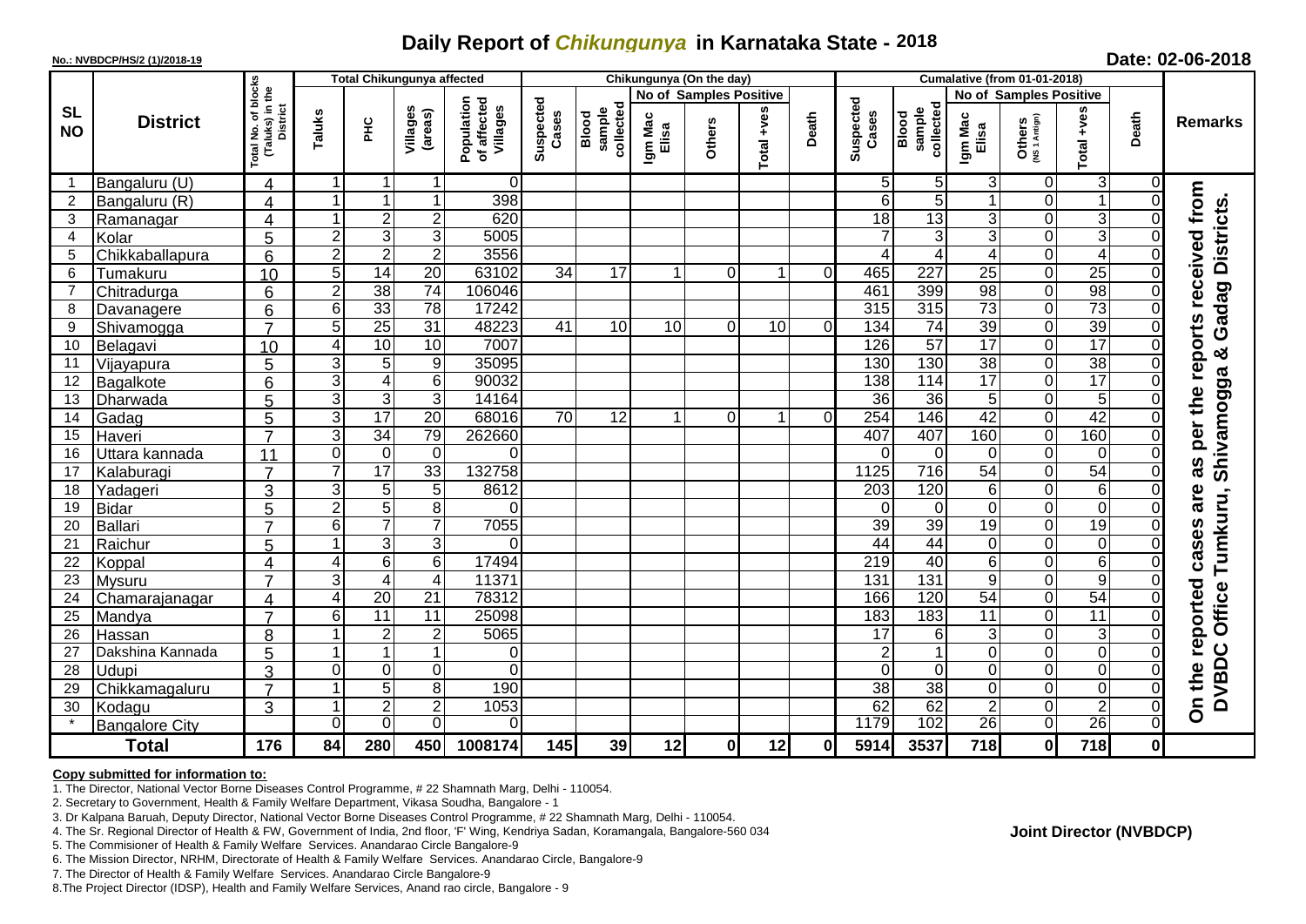# Daily Report of *Chikungunya* in Karnataka State - 2018

**No.: NVBDCP/HS/2 (1)/2018-19**

**Date: 02-06-2018**

| SL NO | District | Total No. of blocks (Taluks) in the District | Total Chikungunya affected | | | | Chikungunya (On the day) | | | | | | | Cumalative (from 01-01-2018) | | | | | | | Remarks |
|---|---|---|---|---|---|---|---|---|---|---|---|---|---|---|---|---|---|---|---|---|---|
| | | | Taluks | PHC | Villages (areas) | Population of affected Villages | Suspected Cases | Blood sample collected | No of Samples Positive | | | Death | Suspected Cases | Blood sample collected | No of Samples Positive | | | Death | |
| | | | | | | | | | Igm Mac Elisa | Others | Total +ves | | | | Igm Mac Elisa | Others (NS 1 Antign) | Total +ves | | |
| 1 | Bangaluru (U) | 4 | 1 | 1 | 1 | 0 | | | | | | | 5 | 5 | 3 | 0 | 3 | 0 | On the reported cases are as per the reports received from DVBDC Office Tumkuru, Shivamogga & Gadag Districts. |
| 2 | Bangaluru (R) | 4 | 1 | 1 | 1 | 398 | | | | | | | 6 | 5 | 1 | 0 | 1 | 0 | |
| 3 | Ramanagar | 4 | 1 | 2 | 2 | 620 | | | | | | | 18 | 13 | 3 | 0 | 3 | 0 | |
| 4 | Kolar | 5 | 2 | 3 | 3 | 5005 | | | | | | | 7 | 3 | 3 | 0 | 3 | 0 | |
| 5 | Chikkaballapura | 6 | 2 | 2 | 2 | 3556 | | | | | | | 4 | 4 | 4 | 0 | 4 | 0 | |
| 6 | Tumakuru | 10 | 5 | 14 | 20 | 63102 | 34 | 17 | 1 | 0 | 1 | 0 | 465 | 227 | 25 | 0 | 25 | 0 | |
| 7 | Chitradurga | 6 | 2 | 38 | 74 | 106046 | | | | | | | 461 | 399 | 98 | 0 | 98 | 0 | |
| 8 | Davanagere | 6 | 6 | 33 | 78 | 17242 | | | | | | | 315 | 315 | 73 | 0 | 73 | 0 | |
| 9 | Shivamogga | 7 | 5 | 25 | 31 | 48223 | 41 | 10 | 10 | 0 | 10 | 0 | 134 | 74 | 39 | 0 | 39 | 0 | |
| 10 | Belagavi | 10 | 4 | 10 | 10 | 7007 | | | | | | | 126 | 57 | 17 | 0 | 17 | 0 | |
| 11 | Vijayapura | 5 | 3 | 5 | 9 | 35095 | | | | | | | 130 | 130 | 38 | 0 | 38 | 0 | |
| 12 | Bagalkote | 6 | 3 | 4 | 6 | 90032 | | | | | | | 138 | 114 | 17 | 0 | 17 | 0 | |
| 13 | Dharwada | 5 | 3 | 3 | 3 | 14164 | | | | | | | 36 | 36 | 5 | 0 | 5 | 0 | |
| 14 | Gadag | 5 | 3 | 17 | 20 | 68016 | 70 | 12 | 1 | 0 | 1 | 0 | 254 | 146 | 42 | 0 | 42 | 0 | |
| 15 | Haveri | 7 | 3 | 34 | 79 | 262660 | | | | | | | 407 | 407 | 160 | 0 | 160 | 0 | |
| 16 | Uttara kannada | 11 | 0 | 0 | 0 | 0 | | | | | | | 0 | 0 | 0 | 0 | 0 | 0 | |
| 17 | Kalaburagi | 7 | 7 | 17 | 33 | 132758 | | | | | | | 1125 | 716 | 54 | 0 | 54 | 0 | |
| 18 | Yadageri | 3 | 3 | 5 | 5 | 8612 | | | | | | | 203 | 120 | 6 | 0 | 6 | 0 | |
| 19 | Bidar | 5 | 2 | 5 | 8 | 0 | | | | | | | 0 | 0 | 0 | 0 | 0 | 0 | |
| 20 | Ballari | 7 | 6 | 7 | 7 | 7055 | | | | | | | 39 | 39 | 19 | 0 | 19 | 0 | |
| 21 | Raichur | 5 | 1 | 3 | 3 | 0 | | | | | | | 44 | 44 | 0 | 0 | 0 | 0 | |
| 22 | Koppal | 4 | 4 | 6 | 6 | 17494 | | | | | | | 219 | 40 | 6 | 0 | 6 | 0 | |
| 23 | Mysuru | 7 | 3 | 4 | 4 | 11371 | | | | | | | 131 | 131 | 9 | 0 | 9 | 0 | |
| 24 | Chamarajanagar | 4 | 4 | 20 | 21 | 78312 | | | | | | | 166 | 120 | 54 | 0 | 54 | 0 | |
| 25 | Mandya | 7 | 6 | 11 | 11 | 25098 | | | | | | | 183 | 183 | 11 | 0 | 11 | 0 | |
| 26 | Hassan | 8 | 1 | 2 | 2 | 5065 | | | | | | | 17 | 6 | 3 | 0 | 3 | 0 | |
| 27 | Dakshina Kannada | 5 | 1 | 1 | 1 | 0 | | | | | | | 2 | 1 | 0 | 0 | 0 | 0 | |
| 28 | Udupi | 3 | 0 | 0 | 0 | 0 | | | | | | | 0 | 0 | 0 | 0 | 0 | 0 | |
| 29 | Chikkamagaluru | 7 | 1 | 5 | 8 | 190 | | | | | | | 38 | 38 | 0 | 0 | 0 | 0 | |
| 30 | Kodagu | 3 | 1 | 2 | 2 | 1053 | | | | | | | 62 | 62 | 2 | 0 | 2 | 0 | |
| * | Bangalore City | | 0 | 0 | 0 | 0 | | | | | | | 1179 | 102 | 26 | 0 | 26 | 0 | |
| **Total** | | **176** | **84** | **280** | **450** | **1008174** | **145** | **39** | **12** | **0** | **12** | **0** | **5914** | **3537** | **718** | **0** | **718** | **0** | |

**Copy submitted for information to:**

1. The Director, National Vector Borne Diseases Control Programme, # 22 Shamnath Marg, Delhi - 110054.
2. Secretary to Government, Health & Family Welfare Department, Vikasa Soudha, Bangalore - 1
3. Dr Kalpana Baruah, Deputy Director, National Vector Borne Diseases Control Programme, # 22 Shamnath Marg, Delhi - 110054.
4. The Sr. Regional Director of Health & FW, Government of India, 2nd floor, 'F' Wing, Kendriya Sadan, Koramangala, Bangalore-560 034
5. The Commisioner of Health & Family Welfare Services. Anandarao Circle Bangalore-9
6. The Mission Director, NRHM, Directorate of Health & Family Welfare Services. Anandarao Circle, Bangalore-9
7. The Director of Health & Family Welfare Services. Anandarao Circle Bangalore-9
8. The Project Director (IDSP), Health and Family Welfare Services, Anand rao circle, Bangalore - 9

**Joint Director (NVBDCP)**